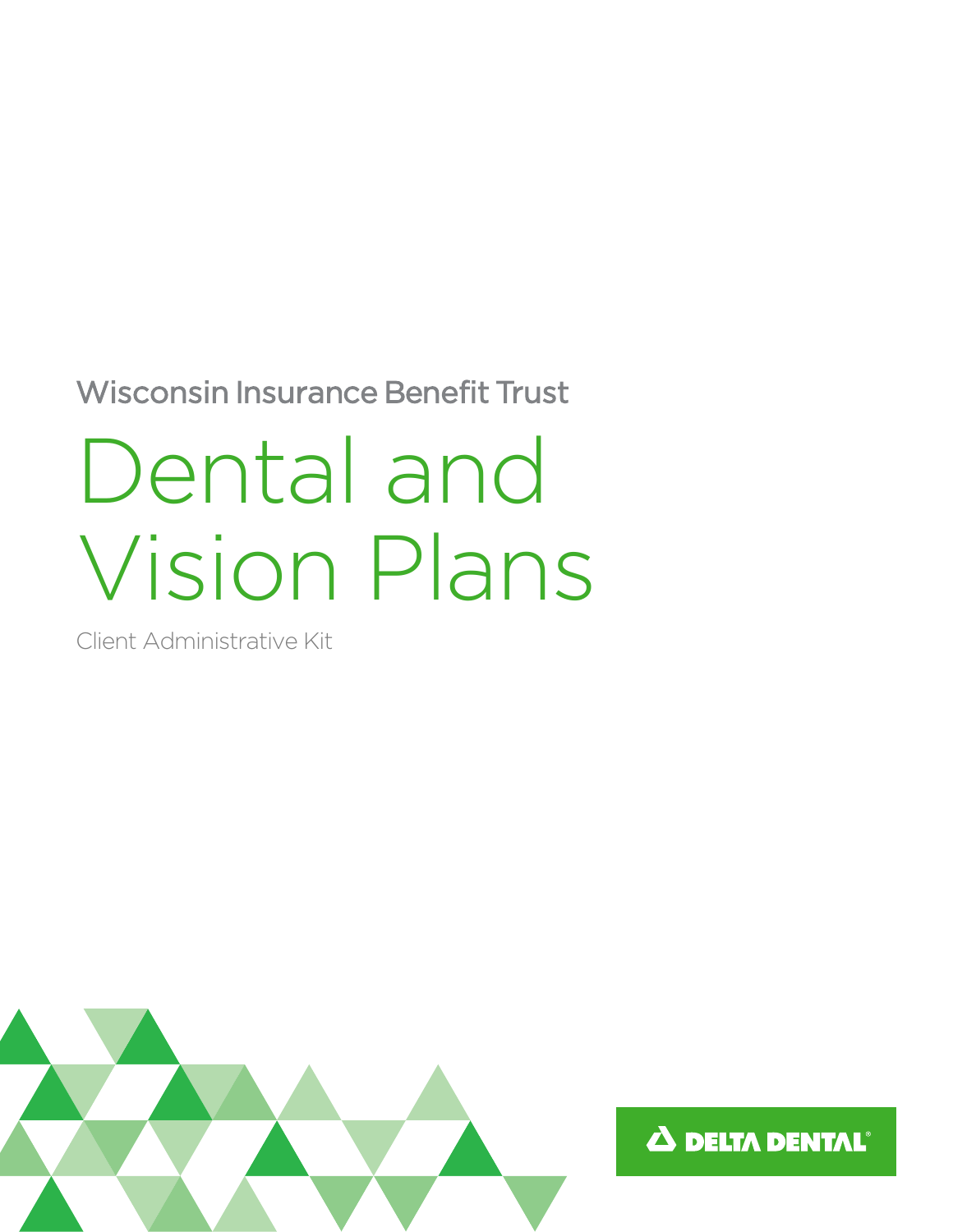Wisconsin Insurance Benefit Trust

# Dental and Vision Plans

Client Administrative Kit

DELTA DENTAL®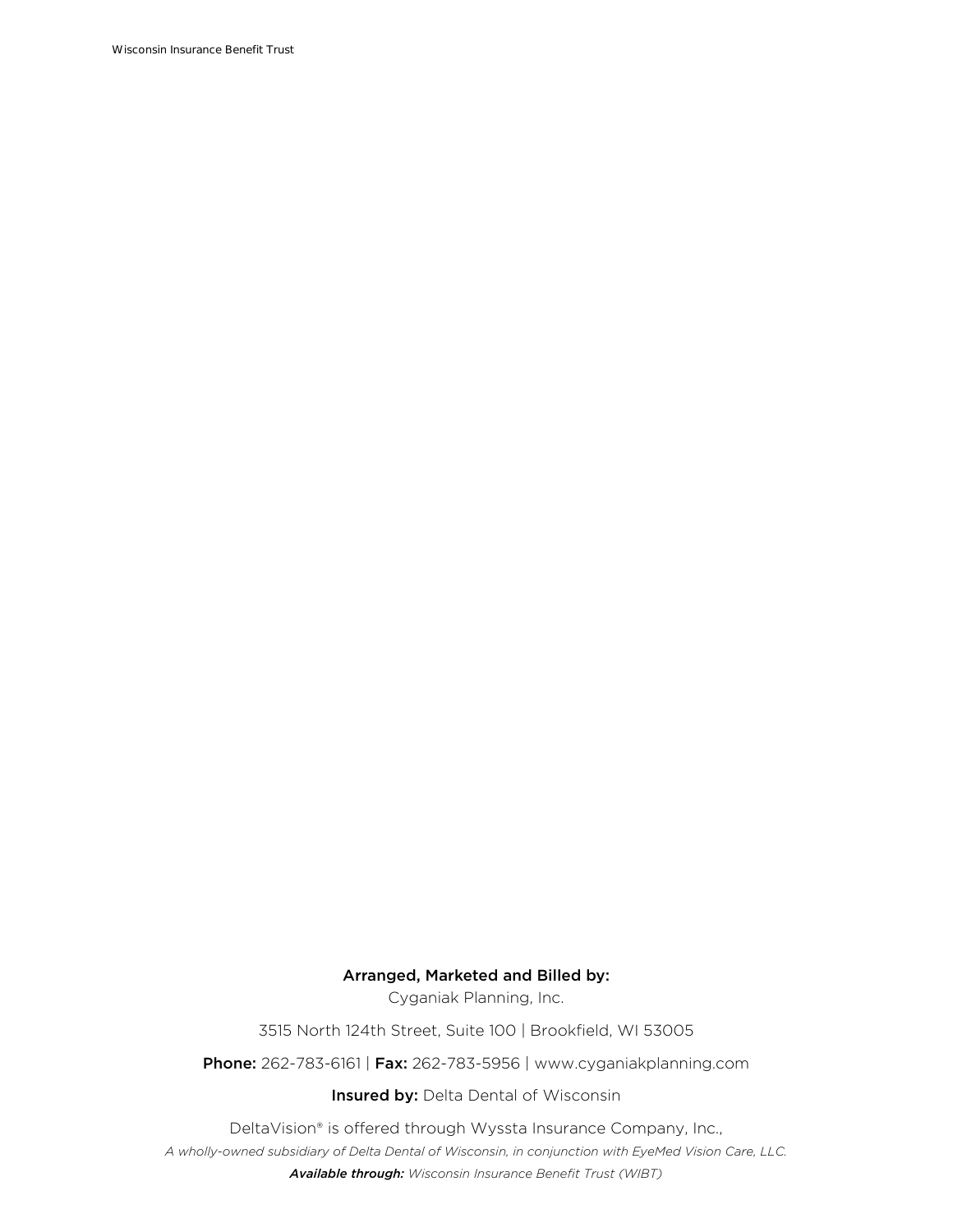**Arranged, Marketed and Billed by:**

Cyganiak Planning, Inc.

3515 North 124th Street, Suite 100 | Brookfield, WI 53005

**Phone:** 262-783-6161 | **Fax:** 262-783-5956 | www.cyganiakplanning.com

**Insured by:** Delta Dental of Wisconsin

DeltaVision® is offered through Wyssta Insurance Company, Inc.,

*A wholly-owned subsidiary of Delta Dental of Wisconsin, in conjunction with EyeMed Vision Care, LLC.*

***Available through:*** *Wisconsin Insurance Benefit Trust (WIBT)*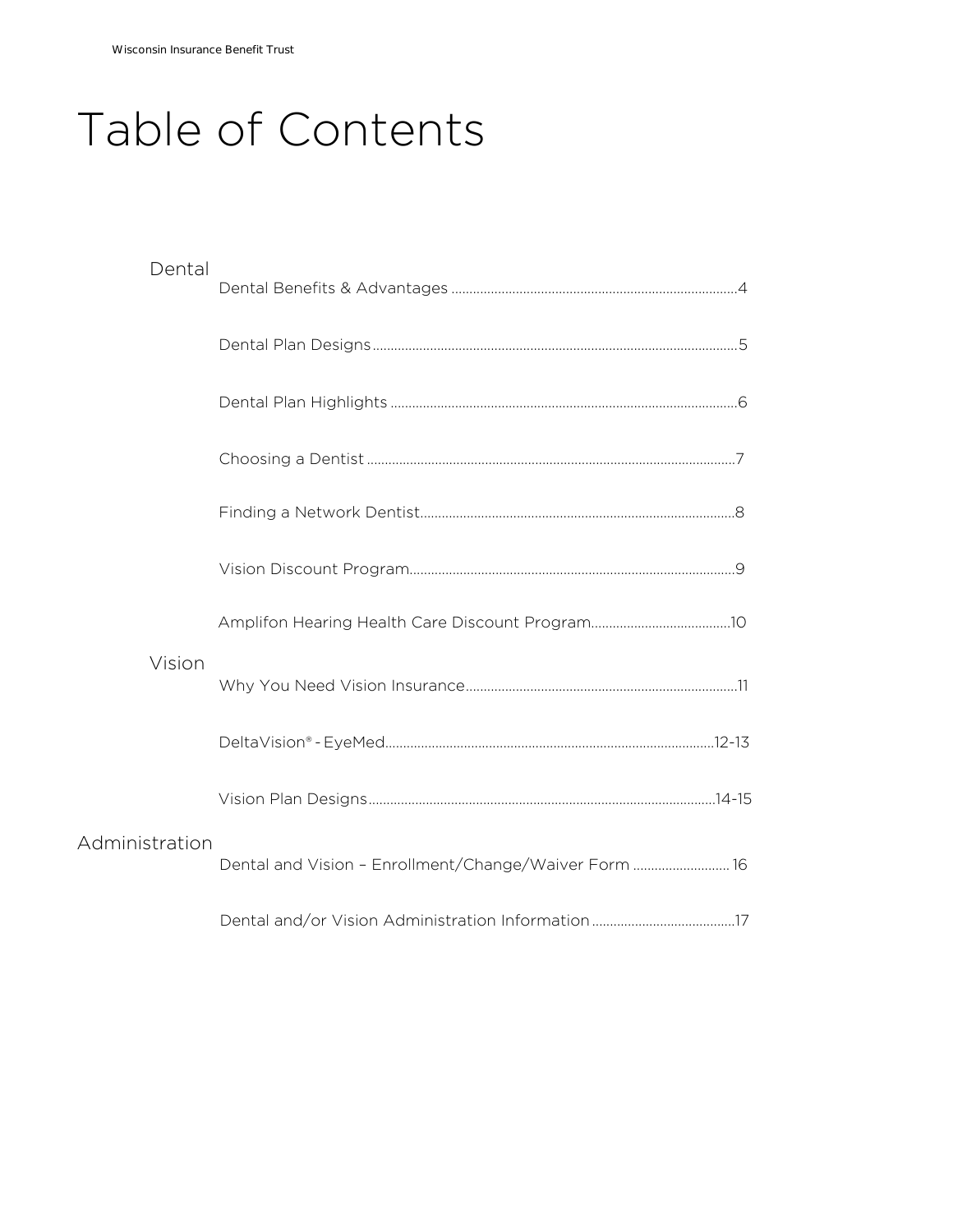# Table of Contents

## Dental

- Dental Benefits & Advantages ........ 4
- Dental Plan Designs ........ 5
- Dental Plan Highlights ........ 6
- Choosing a Dentist ........ 7
- Finding a Network Dentist ........ 8
- Vision Discount Program ........ 9
- Amplifon Hearing Health Care Discount Program ........ 10

## Vision

- Why You Need Vision Insurance ........ 11
- DeltaVision® - EyeMed ........ 12-13
- Vision Plan Designs ........ 14-15

## Administration

- Dental and Vision – Enrollment/Change/Waiver Form ........ 16
- Dental and/or Vision Administration Information ........ 17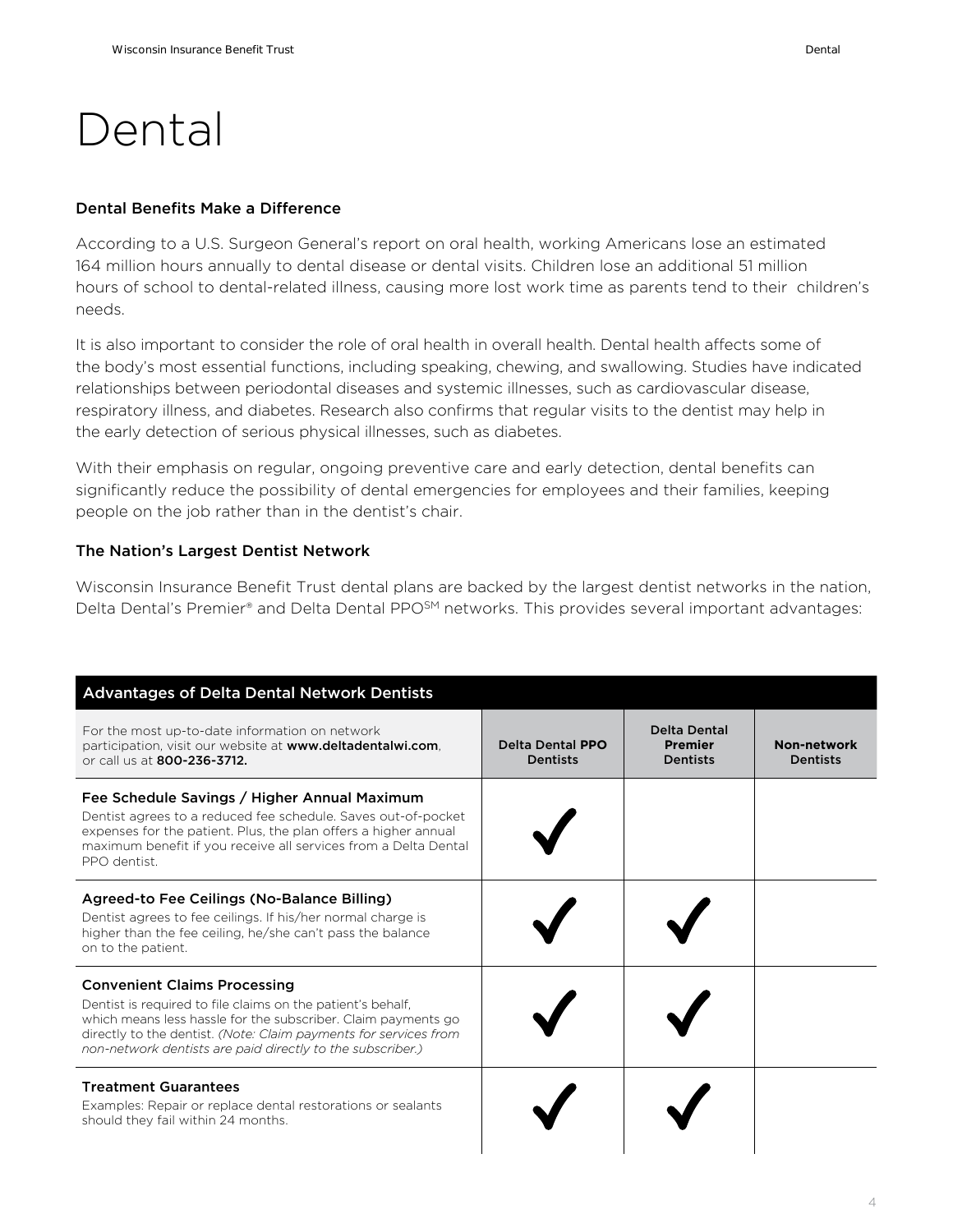# Dental

### Dental Benefits Make a Difference

According to a U.S. Surgeon General's report on oral health, working Americans lose an estimated 164 million hours annually to dental disease or dental visits. Children lose an additional 51 million hours of school to dental-related illness, causing more lost work time as parents tend to their children's needs.

It is also important to consider the role of oral health in overall health. Dental health affects some of the body's most essential functions, including speaking, chewing, and swallowing. Studies have indicated relationships between periodontal diseases and systemic illnesses, such as cardiovascular disease, respiratory illness, and diabetes. Research also confirms that regular visits to the dentist may help in the early detection of serious physical illnesses, such as diabetes.

With their emphasis on regular, ongoing preventive care and early detection, dental benefits can significantly reduce the possibility of dental emergencies for employees and their families, keeping people on the job rather than in the dentist's chair.

### The Nation's Largest Dentist Network

Wisconsin Insurance Benefit Trust dental plans are backed by the largest dentist networks in the nation, Delta Dental's Premier® and Delta Dental PPO℠ networks. This provides several important advantages:

| **Advantages of Delta Dental Network Dentists** | | | |
|---|---|---|---|
| For the most up-to-date information on network participation, visit our website at **www.deltadentalwi.com**, or call us at **800-236-3712.** | **Delta Dental PPO Dentists** | **Delta Dental Premier Dentists** | **Non-network Dentists** |
| **Fee Schedule Savings / Higher Annual Maximum**<br>Dentist agrees to a reduced fee schedule. Saves out-of-pocket expenses for the patient. Plus, the plan offers a higher annual maximum benefit if you receive all services from a Delta Dental PPO dentist. | ✓ | | |
| **Agreed-to Fee Ceilings (No-Balance Billing)**<br>Dentist agrees to fee ceilings. If his/her normal charge is higher than the fee ceiling, he/she can't pass the balance on to the patient. | ✓ | ✓ | |
| **Convenient Claims Processing**<br>Dentist is required to file claims on the patient's behalf, which means less hassle for the subscriber. Claim payments go directly to the dentist. *(Note: Claim payments for services from non-network dentists are paid directly to the subscriber.)* | ✓ | ✓ | |
| **Treatment Guarantees**<br>Examples: Repair or replace dental restorations or sealants should they fail within 24 months. | ✓ | ✓ | |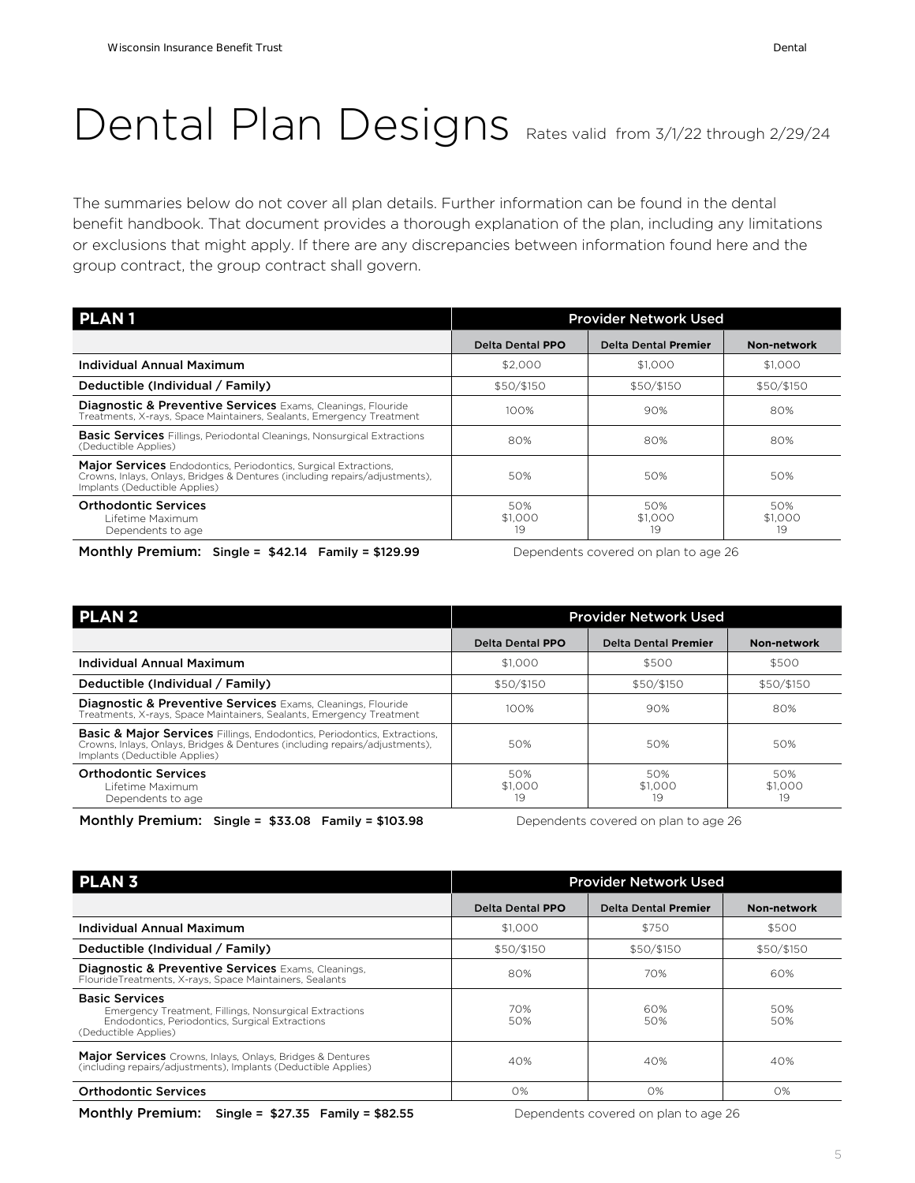# Dental Plan Designs

Rates valid from 3/1/22 through 2/29/24

The summaries below do not cover all plan details. Further information can be found in the dental benefit handbook. That document provides a thorough explanation of the plan, including any limitations or exclusions that might apply. If there are any discrepancies between information found here and the group contract, the group contract shall govern.

| PLAN 1 | Provider Network Used | | |
|---|---|---|---|
| | Delta Dental PPO | Delta Dental Premier | Non-network |
| Individual Annual Maximum | $2,000 | $1,000 | $1,000 |
| Deductible (Individual / Family) | $50/$150 | $50/$150 | $50/$150 |
| **Diagnostic & Preventive Services** Exams, Cleanings, Flouride Treatments, X-rays, Space Maintainers, Sealants, Emergency Treatment | 100% | 90% | 80% |
| **Basic Services** Fillings, Periodontal Cleanings, Nonsurgical Extractions (Deductible Applies) | 80% | 80% | 80% |
| **Major Services** Endodontics, Periodontics, Surgical Extractions, Crowns, Inlays, Onlays, Bridges & Dentures (including repairs/adjustments), Implants (Deductible Applies) | 50% | 50% | 50% |
| **Orthodontic Services**<br>Lifetime Maximum<br>Dependents to age | 50%<br>$1,000<br>19 | 50%<br>$1,000<br>19 | 50%<br>$1,000<br>19 |

**Monthly Premium: Single = $42.14 Family = $129.99** Dependents covered on plan to age 26

| PLAN 2 | Provider Network Used | | |
|---|---|---|---|
| | Delta Dental PPO | Delta Dental Premier | Non-network |
| Individual Annual Maximum | $1,000 | $500 | $500 |
| Deductible (Individual / Family) | $50/$150 | $50/$150 | $50/$150 |
| **Diagnostic & Preventive Services** Exams, Cleanings, Flouride Treatments, X-rays, Space Maintainers, Sealants, Emergency Treatment | 100% | 90% | 80% |
| **Basic & Major Services** Fillings, Endodontics, Periodontics, Extractions, Crowns, Inlays, Onlays, Bridges & Dentures (including repairs/adjustments), Implants (Deductible Applies) | 50% | 50% | 50% |
| **Orthodontic Services**<br>Lifetime Maximum<br>Dependents to age | 50%<br>$1,000<br>19 | 50%<br>$1,000<br>19 | 50%<br>$1,000<br>19 |

**Monthly Premium: Single = $33.08 Family = $103.98** Dependents covered on plan to age 26

| PLAN 3 | Provider Network Used | | |
|---|---|---|---|
| | Delta Dental PPO | Delta Dental Premier | Non-network |
| Individual Annual Maximum | $1,000 | $750 | $500 |
| Deductible (Individual / Family) | $50/$150 | $50/$150 | $50/$150 |
| **Diagnostic & Preventive Services** Exams, Cleanings, FlourideTreatments, X-rays, Space Maintainers, Sealants | 80% | 70% | 60% |
| **Basic Services**<br>Emergency Treatment, Fillings, Nonsurgical Extractions<br>Endodontics, Periodontics, Surgical Extractions<br>(Deductible Applies) | 70%<br>50% | 60%<br>50% | 50%<br>50% |
| **Major Services** Crowns, Inlays, Onlays, Bridges & Dentures (including repairs/adjustments), Implants (Deductible Applies) | 40% | 40% | 40% |
| **Orthodontic Services** | 0% | 0% | 0% |

**Monthly Premium: Single = $27.35 Family = $82.55** Dependents covered on plan to age 26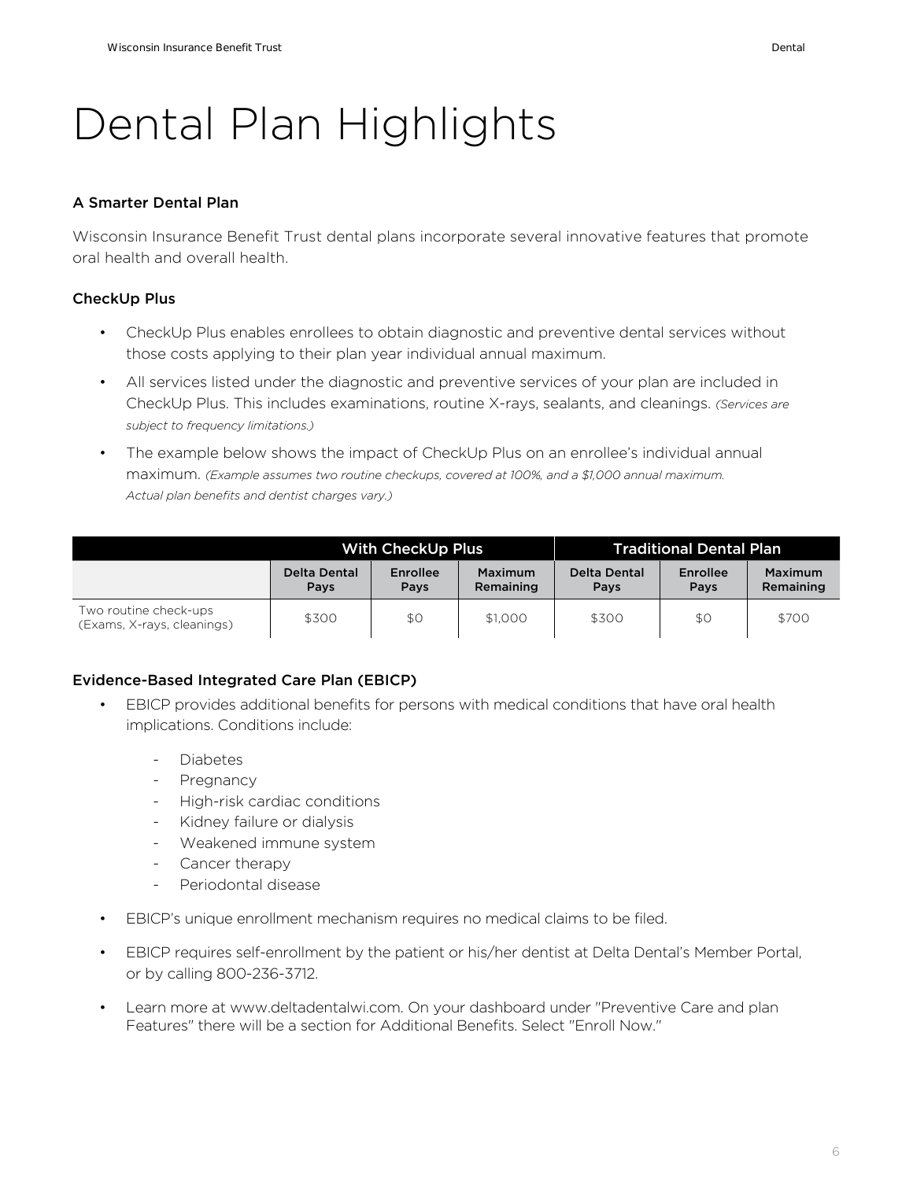# Dental Plan Highlights

### A Smarter Dental Plan

Wisconsin Insurance Benefit Trust dental plans incorporate several innovative features that promote oral health and overall health.

### CheckUp Plus

- CheckUp Plus enables enrollees to obtain diagnostic and preventive dental services without those costs applying to their plan year individual annual maximum.
- All services listed under the diagnostic and preventive services of your plan are included in CheckUp Plus. This includes examinations, routine X-rays, sealants, and cleanings. *(Services are subject to frequency limitations.)*
- The example below shows the impact of CheckUp Plus on an enrollee's individual annual maximum. *(Example assumes two routine checkups, covered at 100%, and a $1,000 annual maximum. Actual plan benefits and dentist charges vary.)*

| | With CheckUp Plus | | | Traditional Dental Plan | | |
|---|---|---|---|---|---|---|
| | **Delta Dental Pays** | **Enrollee Pays** | **Maximum Remaining** | **Delta Dental Pays** | **Enrollee Pays** | **Maximum Remaining** |
| Two routine check-ups (Exams, X-rays, cleanings) | $300 | $0 | $1,000 | $300 | $0 | $700 |

### Evidence-Based Integrated Care Plan (EBICP)

- EBICP provides additional benefits for persons with medical conditions that have oral health implications. Conditions include:
  - Diabetes
  - Pregnancy
  - High-risk cardiac conditions
  - Kidney failure or dialysis
  - Weakened immune system
  - Cancer therapy
  - Periodontal disease
- EBICP's unique enrollment mechanism requires no medical claims to be filed.
- EBICP requires self-enrollment by the patient or his/her dentist at Delta Dental's Member Portal, or by calling 800-236-3712.
- Learn more at www.deltadentalwi.com. On your dashboard under "Preventive Care and plan Features" there will be a section for Additional Benefits. Select "Enroll Now."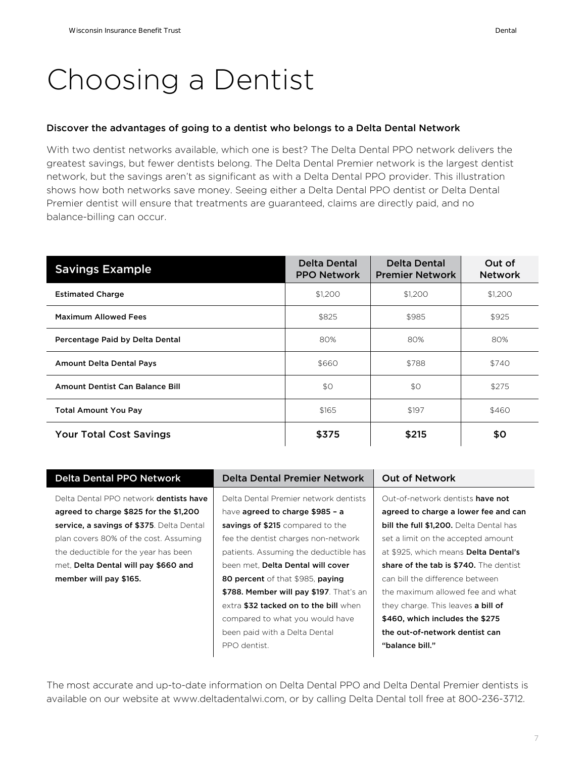# Choosing a Dentist

**Discover the advantages of going to a dentist who belongs to a Delta Dental Network**

With two dentist networks available, which one is best? The Delta Dental PPO network delivers the greatest savings, but fewer dentists belong. The Delta Dental Premier network is the largest dentist network, but the savings aren't as significant as with a Delta Dental PPO provider. This illustration shows how both networks save money. Seeing either a Delta Dental PPO dentist or Delta Dental Premier dentist will ensure that treatments are guaranteed, claims are directly paid, and no balance-billing can occur.

| Savings Example | Delta Dental PPO Network | Delta Dental Premier Network | Out of Network |
|---|---|---|---|
| **Estimated Charge** | $1,200 | $1,200 | $1,200 |
| **Maximum Allowed Fees** | $825 | $985 | $925 |
| **Percentage Paid by Delta Dental** | 80% | 80% | 80% |
| **Amount Delta Dental Pays** | $660 | $788 | $740 |
| **Amount Dentist Can Balance Bill** | $0 | $0 | $275 |
| **Total Amount You Pay** | $165 | $197 | $460 |
| **Your Total Cost Savings** | **$375** | **$215** | **$0** |

| Delta Dental PPO Network | Delta Dental Premier Network | Out of Network |
|---|---|---|
| Delta Dental PPO network **dentists have agreed to charge $825 for the $1,200 service, a savings of $375**. Delta Dental plan covers 80% of the cost. Assuming the deductible for the year has been met, **Delta Dental will pay $660 and member will pay $165.** | Delta Dental Premier network dentists have **agreed to charge $985 – a savings of $215** compared to the fee the dentist charges non-network patients. Assuming the deductible has been met, **Delta Dental will cover 80 percent** of that $985, **paying $788. Member will pay $197**. That's an extra **$32 tacked on to the bill** when compared to what you would have been paid with a Delta Dental PPO dentist. | Out-of-network dentists **have not agreed to charge a lower fee and can bill the full $1,200.** Delta Dental has set a limit on the accepted amount at $925, which means **Delta Dental's share of the tab is $740.** The dentist can bill the difference between the maximum allowed fee and what they charge. This leaves **a bill of $460, which includes the $275 the out-of-network dentist can "balance bill."** |

The most accurate and up-to-date information on Delta Dental PPO and Delta Dental Premier dentists is available on our website at www.deltadentalwi.com, or by calling Delta Dental toll free at 800-236-3712.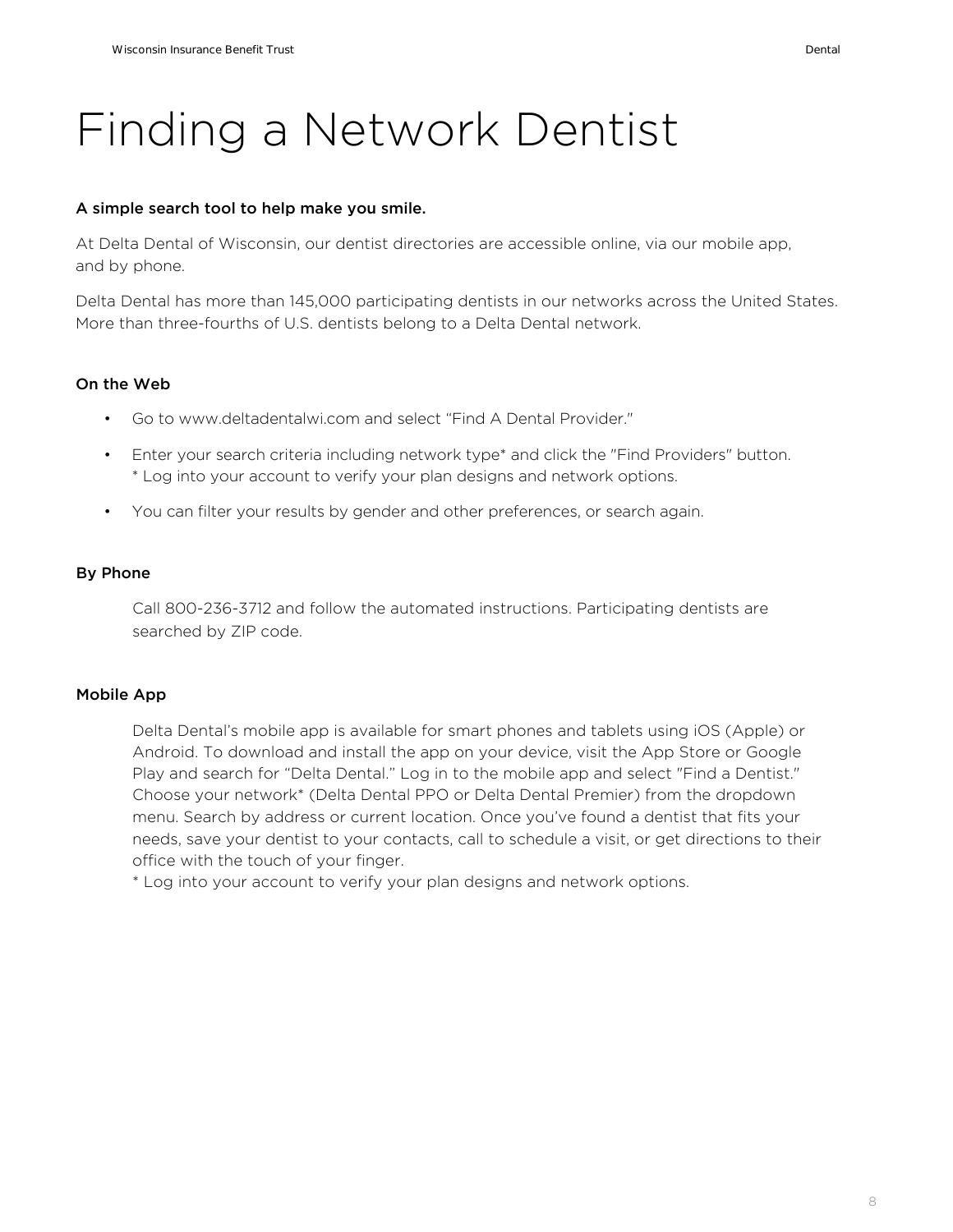# Finding a Network Dentist

**A simple search tool to help make you smile.**

At Delta Dental of Wisconsin, our dentist directories are accessible online, via our mobile app, and by phone.

Delta Dental has more than 145,000 participating dentists in our networks across the United States. More than three-fourths of U.S. dentists belong to a Delta Dental network.

### On the Web

- Go to www.deltadentalwi.com and select "Find A Dental Provider."
- Enter your search criteria including network type* and click the "Find Providers" button.
  * Log into your account to verify your plan designs and network options.
- You can filter your results by gender and other preferences, or search again.

### By Phone

Call 800-236-3712 and follow the automated instructions. Participating dentists are searched by ZIP code.

### Mobile App

Delta Dental's mobile app is available for smart phones and tablets using iOS (Apple) or Android. To download and install the app on your device, visit the App Store or Google Play and search for "Delta Dental." Log in to the mobile app and select "Find a Dentist." Choose your network* (Delta Dental PPO or Delta Dental Premier) from the dropdown menu. Search by address or current location. Once you've found a dentist that fits your needs, save your dentist to your contacts, call to schedule a visit, or get directions to their office with the touch of your finger.
* Log into your account to verify your plan designs and network options.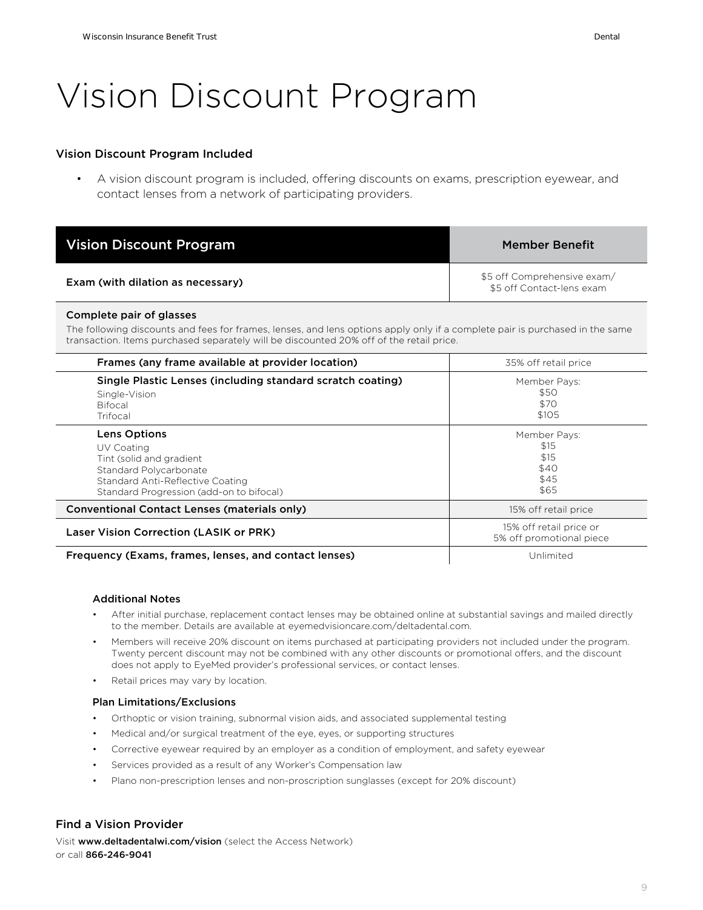# Vision Discount Program

### Vision Discount Program Included

- A vision discount program is included, offering discounts on exams, prescription eyewear, and contact lenses from a network of participating providers.

| Vision Discount Program | Member Benefit |
| --- | --- |
| **Exam (with dilation as necessary)** | $5 off Comprehensive exam/<br>$5 off Contact-lens exam |
| **Complete pair of glasses**<br>The following discounts and fees for frames, lenses, and lens options apply only if a complete pair is purchased in the same transaction. Items purchased separately will be discounted 20% off of the retail price. | |
| **Frames (any frame available at provider location)** | 35% off retail price |
| **Single Plastic Lenses (including standard scratch coating)**<br>Single-Vision<br>Bifocal<br>Trifocal | Member Pays:<br>$50<br>$70<br>$105 |
| **Lens Options**<br>UV Coating<br>Tint (solid and gradient<br>Standard Polycarbonate<br>Standard Anti-Reflective Coating<br>Standard Progression (add-on to bifocal) | Member Pays:<br>$15<br>$15<br>$40<br>$45<br>$65 |
| **Conventional Contact Lenses (materials only)** | 15% off retail price |
| **Laser Vision Correction (LASIK or PRK)** | 15% off retail price or<br>5% off promotional piece |
| **Frequency (Exams, frames, lenses, and contact lenses)** | Unlimited |

#### Additional Notes

- After initial purchase, replacement contact lenses may be obtained online at substantial savings and mailed directly to the member. Details are available at eyemedvisioncare.com/deltadental.com.
- Members will receive 20% discount on items purchased at participating providers not included under the program. Twenty percent discount may not be combined with any other discounts or promotional offers, and the discount does not apply to EyeMed provider's professional services, or contact lenses.
- Retail prices may vary by location.

#### Plan Limitations/Exclusions

- Orthoptic or vision training, subnormal vision aids, and associated supplemental testing
- Medical and/or surgical treatment of the eye, eyes, or supporting structures
- Corrective eyewear required by an employer as a condition of employment, and safety eyewear
- Services provided as a result of any Worker's Compensation law
- Plano non-prescription lenses and non-proscription sunglasses (except for 20% discount)

### Find a Vision Provider

Visit **www.deltadentalwi.com/vision** (select the Access Network)
or call **866-246-9041**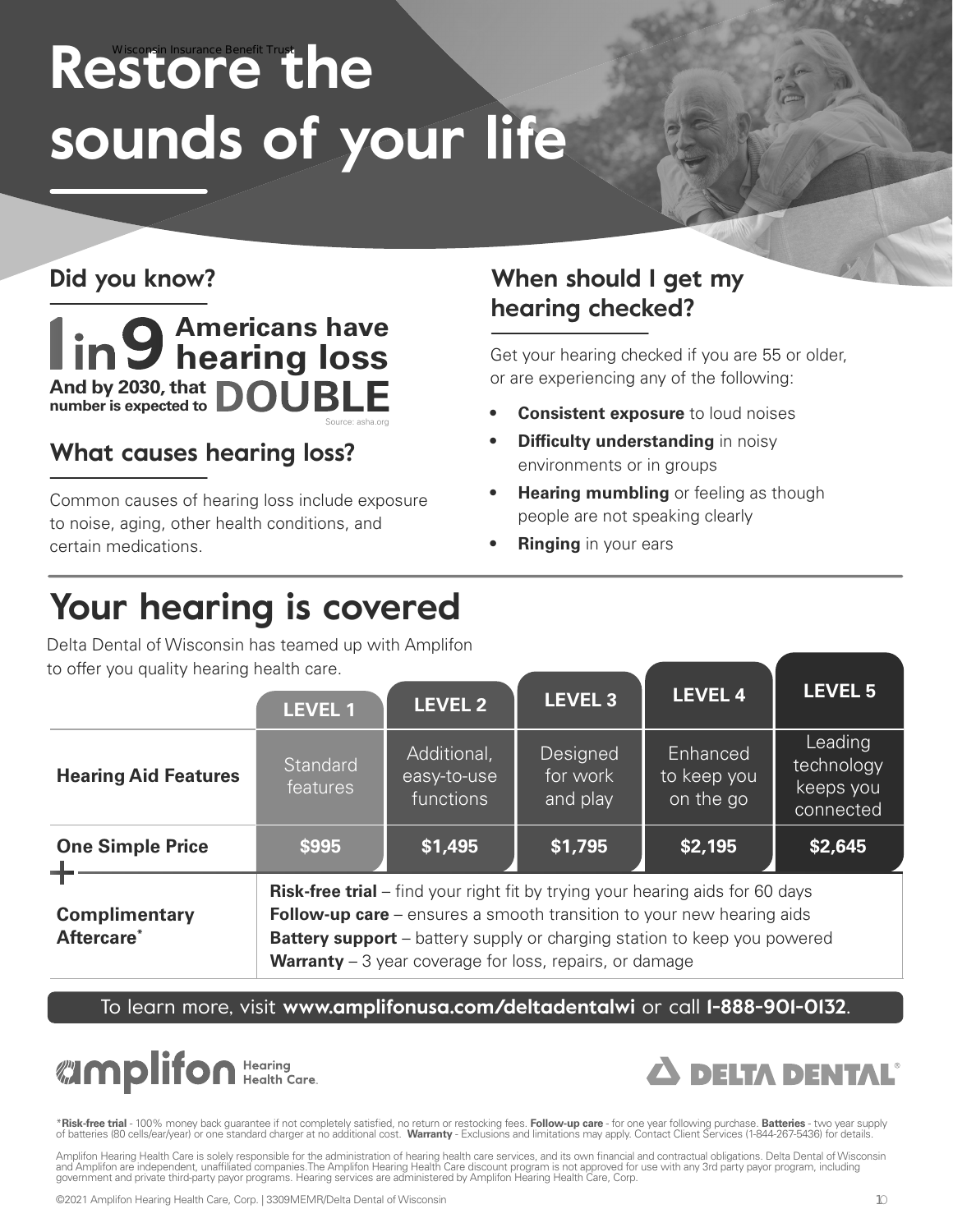Wisconsin Insurance Benefit Trust

# Restore the sounds of your life

## Did you know?

**1 in 9 Americans have hearing loss**

**And by 2030, that number is expected to DOUBLE**

Source: asha.org

## What causes hearing loss?

Common causes of hearing loss include exposure to noise, aging, other health conditions, and certain medications.

## When should I get my hearing checked?

Get your hearing checked if you are 55 or older, or are experiencing any of the following:

- **Consistent exposure** to loud noises
- **Difficulty understanding** in noisy environments or in groups
- **Hearing mumbling** or feeling as though people are not speaking clearly
- **Ringing** in your ears

# Your hearing is covered

Delta Dental of Wisconsin has teamed up with Amplifon to offer you quality hearing health care.

| | LEVEL 1 | LEVEL 2 | LEVEL 3 | LEVEL 4 | LEVEL 5 |
|---|---|---|---|---|---|
| **Hearing Aid Features** | Standard features | Additional, easy-to-use functions | Designed for work and play | Enhanced to keep you on the go | Leading technology keeps you connected |
| **One Simple Price** | $995 | $1,495 | $1,795 | $2,195 | $2,645 |

**+ Complimentary Aftercare***

- **Risk-free trial** – find your right fit by trying your hearing aids for 60 days
- **Follow-up care** – ensures a smooth transition to your new hearing aids
- **Battery support** – battery supply or charging station to keep you powered
- **Warranty** – 3 year coverage for loss, repairs, or damage

To learn more, visit **www.amplifonusa.com/deltadentalwi** or call **1-888-901-0132**.

amplifon Hearing Health Care

DELTA DENTAL®

***Risk-free trial** - 100% money back guarantee if not completely satisfied, no return or restocking fees. **Follow-up care** - for one year following purchase. **Batteries** - two year supply of batteries (80 cells/ear/year) or one standard charger at no additional cost. **Warranty** - Exclusions and limitations may apply. Contact Client Services (1-844-267-5436) for details.

Amplifon Hearing Health Care is solely responsible for the administration of hearing health care services, and its own financial and contractual obligations. Delta Dental of Wisconsin and Amplifon are independent, unaffiliated companies.The Amplifon Hearing Health Care discount program is not approved for use with any 3rd party payor program, including government and private third-party payor programs. Hearing services are administered by Amplifon Hearing Health Care, Corp.

©2021 Amplifon Hearing Health Care, Corp. | 3309MEMR/Delta Dental of Wisconsin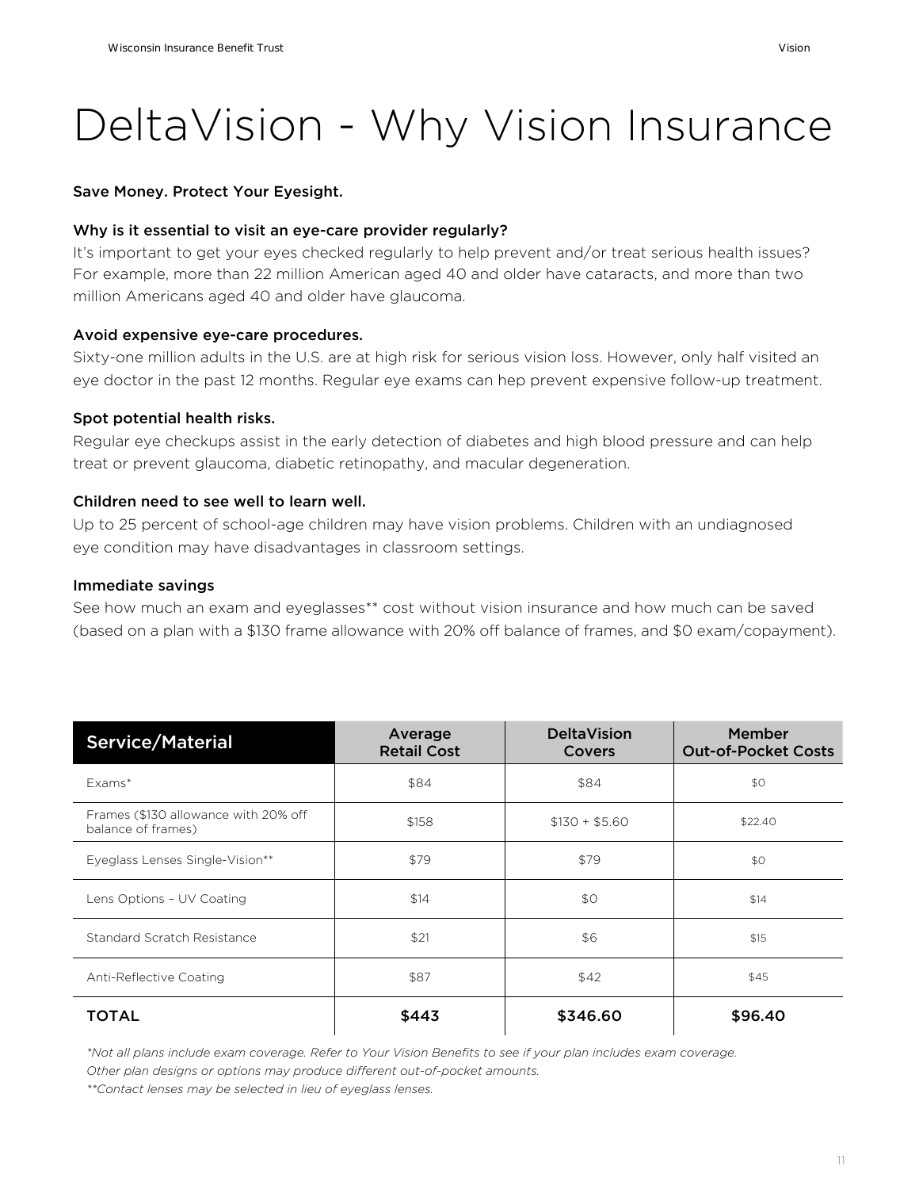# DeltaVision - Why Vision Insurance

**Save Money. Protect Your Eyesight.**

**Why is it essential to visit an eye-care provider regularly?**

It's important to get your eyes checked regularly to help prevent and/or treat serious health issues? For example, more than 22 million American aged 40 and older have cataracts, and more than two million Americans aged 40 and older have glaucoma.

**Avoid expensive eye-care procedures.**

Sixty-one million adults in the U.S. are at high risk for serious vision loss. However, only half visited an eye doctor in the past 12 months. Regular eye exams can hep prevent expensive follow-up treatment.

**Spot potential health risks.**

Regular eye checkups assist in the early detection of diabetes and high blood pressure and can help treat or prevent glaucoma, diabetic retinopathy, and macular degeneration.

**Children need to see well to learn well.**

Up to 25 percent of school-age children may have vision problems. Children with an undiagnosed eye condition may have disadvantages in classroom settings.

**Immediate savings**

See how much an exam and eyeglasses** cost without vision insurance and how much can be saved (based on a plan with a $130 frame allowance with 20% off balance of frames, and $0 exam/copayment).

| Service/Material | Average Retail Cost | DeltaVision Covers | Member Out-of-Pocket Costs |
|---|---|---|---|
| Exams* | $84 | $84 | $0 |
| Frames ($130 allowance with 20% off balance of frames) | $158 | $130 + $5.60 | $22.40 |
| Eyeglass Lenses Single-Vision** | $79 | $79 | $0 |
| Lens Options – UV Coating | $14 | $0 | $14 |
| Standard Scratch Resistance | $21 | $6 | $15 |
| Anti-Reflective Coating | $87 | $42 | $45 |
| **TOTAL** | **$443** | **$346.60** | **$96.40** |

*\*Not all plans include exam coverage. Refer to Your Vision Benefits to see if your plan includes exam coverage.*

*Other plan designs or options may produce different out-of-pocket amounts.*

*\*\*Contact lenses may be selected in lieu of eyeglass lenses.*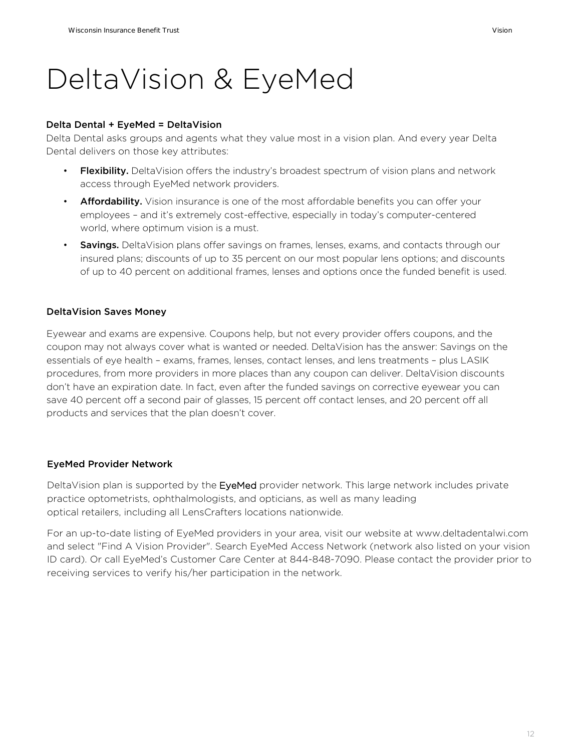# DeltaVision & EyeMed

**Delta Dental + EyeMed = DeltaVision**

Delta Dental asks groups and agents what they value most in a vision plan. And every year Delta Dental delivers on those key attributes:

- **Flexibility.** DeltaVision offers the industry's broadest spectrum of vision plans and network access through EyeMed network providers.
- **Affordability.** Vision insurance is one of the most affordable benefits you can offer your employees – and it's extremely cost-effective, especially in today's computer-centered world, where optimum vision is a must.
- **Savings.** DeltaVision plans offer savings on frames, lenses, exams, and contacts through our insured plans; discounts of up to 35 percent on our most popular lens options; and discounts of up to 40 percent on additional frames, lenses and options once the funded benefit is used.

**DeltaVision Saves Money**

Eyewear and exams are expensive. Coupons help, but not every provider offers coupons, and the coupon may not always cover what is wanted or needed. DeltaVision has the answer: Savings on the essentials of eye health – exams, frames, lenses, contact lenses, and lens treatments – plus LASIK procedures, from more providers in more places than any coupon can deliver. DeltaVision discounts don't have an expiration date. In fact, even after the funded savings on corrective eyewear you can save 40 percent off a second pair of glasses, 15 percent off contact lenses, and 20 percent off all products and services that the plan doesn't cover.

**EyeMed Provider Network**

DeltaVision plan is supported by the EyeMed provider network. This large network includes private practice optometrists, ophthalmologists, and opticians, as well as many leading optical retailers, including all LensCrafters locations nationwide.

For an up-to-date listing of EyeMed providers in your area, visit our website at www.deltadentalwi.com and select "Find A Vision Provider". Search EyeMed Access Network (network also listed on your vision ID card). Or call EyeMed's Customer Care Center at 844-848-7090. Please contact the provider prior to receiving services to verify his/her participation in the network.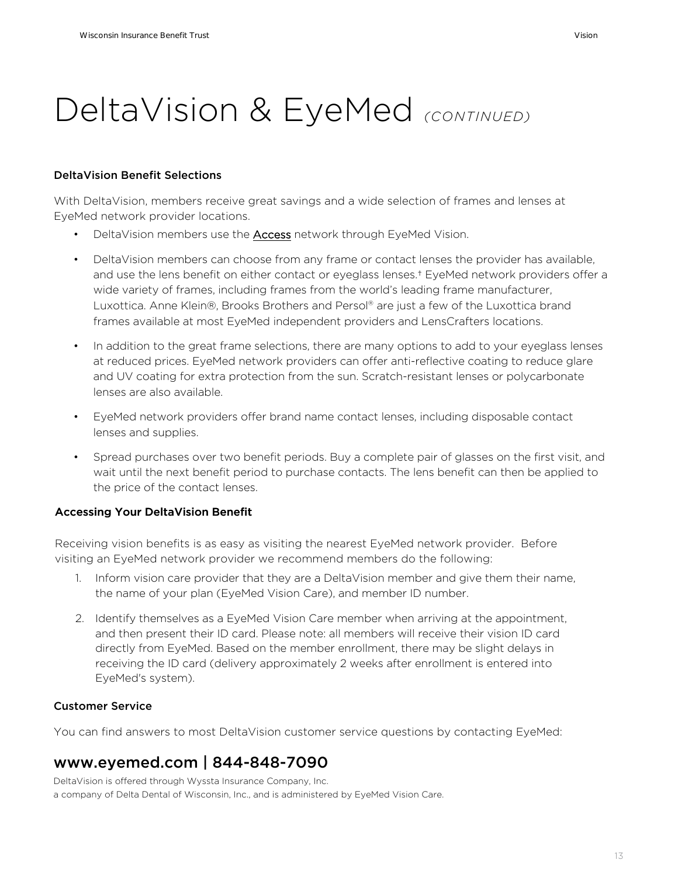# DeltaVision & EyeMed *(CONTINUED)*

### DeltaVision Benefit Selections

With DeltaVision, members receive great savings and a wide selection of frames and lenses at EyeMed network provider locations.

- DeltaVision members use the Access network through EyeMed Vision.
- DeltaVision members can choose from any frame or contact lenses the provider has available, and use the lens benefit on either contact or eyeglass lenses.† EyeMed network providers offer a wide variety of frames, including frames from the world's leading frame manufacturer, Luxottica. Anne Klein®, Brooks Brothers and Persol® are just a few of the Luxottica brand frames available at most EyeMed independent providers and LensCrafters locations.
- In addition to the great frame selections, there are many options to add to your eyeglass lenses at reduced prices. EyeMed network providers can offer anti-reflective coating to reduce glare and UV coating for extra protection from the sun. Scratch-resistant lenses or polycarbonate lenses are also available.
- EyeMed network providers offer brand name contact lenses, including disposable contact lenses and supplies.
- Spread purchases over two benefit periods. Buy a complete pair of glasses on the first visit, and wait until the next benefit period to purchase contacts. The lens benefit can then be applied to the price of the contact lenses.

### Accessing Your DeltaVision Benefit

Receiving vision benefits is as easy as visiting the nearest EyeMed network provider. Before visiting an EyeMed network provider we recommend members do the following:

1. Inform vision care provider that they are a DeltaVision member and give them their name, the name of your plan (EyeMed Vision Care), and member ID number.
2. Identify themselves as a EyeMed Vision Care member when arriving at the appointment, and then present their ID card. Please note: all members will receive their vision ID card directly from EyeMed. Based on the member enrollment, there may be slight delays in receiving the ID card (delivery approximately 2 weeks after enrollment is entered into EyeMed's system).

### Customer Service

You can find answers to most DeltaVision customer service questions by contacting EyeMed:

## www.eyemed.com | 844-848-7090

DeltaVision is offered through Wyssta Insurance Company, Inc.
a company of Delta Dental of Wisconsin, Inc., and is administered by EyeMed Vision Care.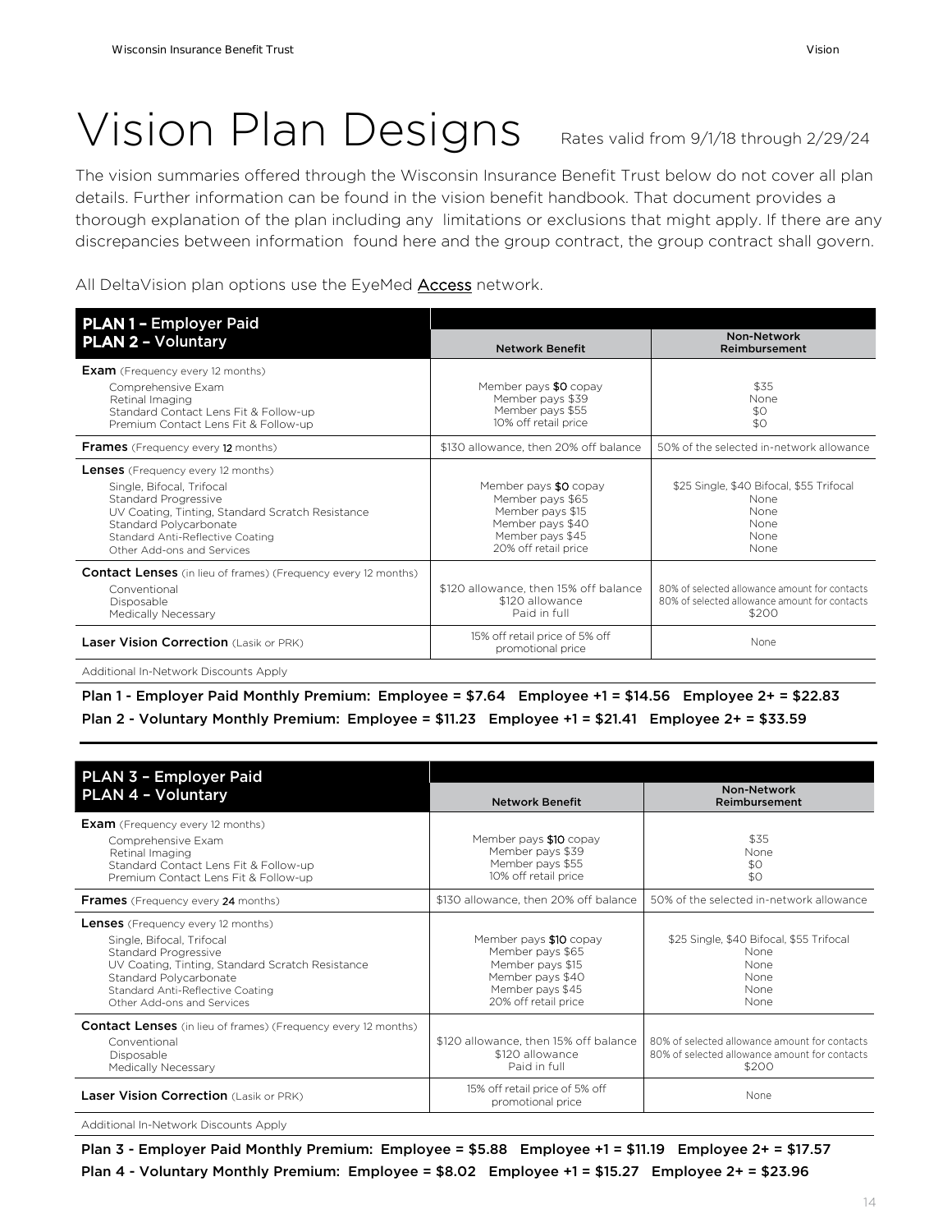# Vision Plan Designs

Rates valid from 9/1/18 through 2/29/24

The vision summaries offered through the Wisconsin Insurance Benefit Trust below do not cover all plan details. Further information can be found in the vision benefit handbook. That document provides a thorough explanation of the plan including any limitations or exclusions that might apply. If there are any discrepancies between information found here and the group contract, the group contract shall govern.

All DeltaVision plan options use the EyeMed Access network.

| **PLAN 1 – Employer Paid<br>PLAN 2 – Voluntary** | **Network Benefit** | **Non-Network Reimbursement** |
|---|---|---|
| **Exam** (Frequency every 12 months) | | |
| Comprehensive Exam | Member pays $0 copay | $35 |
| Retinal Imaging | Member pays $39 | None |
| Standard Contact Lens Fit & Follow-up | Member pays $55 | $0 |
| Premium Contact Lens Fit & Follow-up | 10% off retail price | $0 |
| **Frames** (Frequency every 12 months) | $130 allowance, then 20% off balance | 50% of the selected in-network allowance |
| **Lenses** (Frequency every 12 months) | | |
| Single, Bifocal, Trifocal | Member pays $0 copay | $25 Single, $40 Bifocal, $55 Trifocal |
| Standard Progressive | Member pays $65 | None |
| UV Coating, Tinting, Standard Scratch Resistance | Member pays $15 | None |
| Standard Polycarbonate | Member pays $40 | None |
| Standard Anti-Reflective Coating | Member pays $45 | None |
| Other Add-ons and Services | 20% off retail price | None |
| **Contact Lenses** (in lieu of frames) (Frequency every 12 months) | | |
| Conventional | $120 allowance, then 15% off balance | 80% of selected allowance amount for contacts |
| Disposable | $120 allowance | 80% of selected allowance amount for contacts |
| Medically Necessary | Paid in full | $200 |
| **Laser Vision Correction** (Lasik or PRK) | 15% off retail price of 5% off promotional price | None |

Additional In-Network Discounts Apply

**Plan 1 - Employer Paid Monthly Premium: Employee = $7.64 Employee +1 = $14.56 Employee 2+ = $22.83**

**Plan 2 - Voluntary Monthly Premium: Employee = $11.23 Employee +1 = $21.41 Employee 2+ = $33.59**

| **PLAN 3 – Employer Paid<br>PLAN 4 – Voluntary** | **Network Benefit** | **Non-Network Reimbursement** |
|---|---|---|
| **Exam** (Frequency every 12 months) | | |
| Comprehensive Exam | Member pays $10 copay | $35 |
| Retinal Imaging | Member pays $39 | None |
| Standard Contact Lens Fit & Follow-up | Member pays $55 | $0 |
| Premium Contact Lens Fit & Follow-up | 10% off retail price | $0 |
| **Frames** (Frequency every 24 months) | $130 allowance, then 20% off balance | 50% of the selected in-network allowance |
| **Lenses** (Frequency every 12 months) | | |
| Single, Bifocal, Trifocal | Member pays $10 copay | $25 Single, $40 Bifocal, $55 Trifocal |
| Standard Progressive | Member pays $65 | None |
| UV Coating, Tinting, Standard Scratch Resistance | Member pays $15 | None |
| Standard Polycarbonate | Member pays $40 | None |
| Standard Anti-Reflective Coating | Member pays $45 | None |
| Other Add-ons and Services | 20% off retail price | None |
| **Contact Lenses** (in lieu of frames) (Frequency every 12 months) | | |
| Conventional | $120 allowance, then 15% off balance | 80% of selected allowance amount for contacts |
| Disposable | $120 allowance | 80% of selected allowance amount for contacts |
| Medically Necessary | Paid in full | $200 |
| **Laser Vision Correction** (Lasik or PRK) | 15% off retail price of 5% off promotional price | None |

Additional In-Network Discounts Apply

**Plan 3 - Employer Paid Monthly Premium: Employee = $5.88 Employee +1 = $11.19 Employee 2+ = $17.57**

**Plan 4 - Voluntary Monthly Premium: Employee = $8.02 Employee +1 = $15.27 Employee 2+ = $23.96**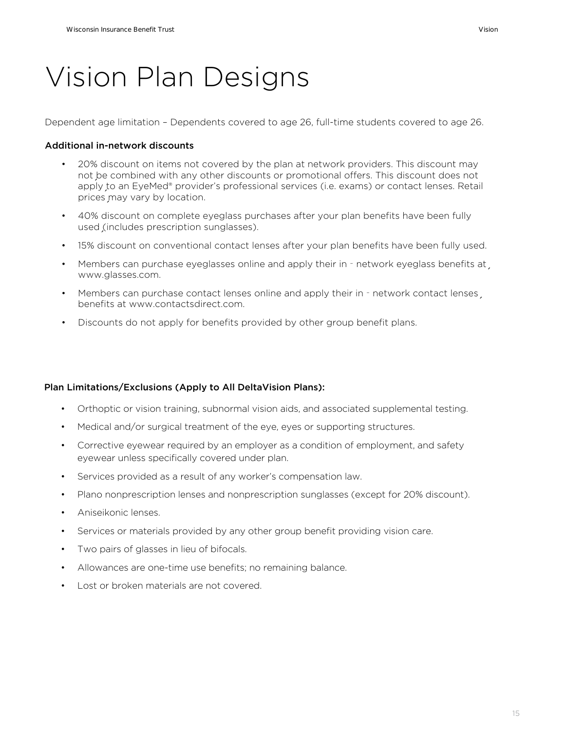# Vision Plan Designs

Dependent age limitation – Dependents covered to age 26, full-time students covered to age 26.

**Additional in-network discounts**

- 20% discount on items not covered by the plan at network providers. This discount may not be combined with any other discounts or promotional offers. This discount does not apply to an EyeMed® provider's professional services (i.e. exams) or contact lenses. Retail prices may vary by location.
- 40% discount on complete eyeglass purchases after your plan benefits have been fully used (includes prescription sunglasses).
- 15% discount on conventional contact lenses after your plan benefits have been fully used.
- Members can purchase eyeglasses online and apply their in - network eyeglass benefits at www.glasses.com.
- Members can purchase contact lenses online and apply their in - network contact lenses benefits at www.contactsdirect.com.
- Discounts do not apply for benefits provided by other group benefit plans.

**Plan Limitations/Exclusions (Apply to All DeltaVision Plans):**

- Orthoptic or vision training, subnormal vision aids, and associated supplemental testing.
- Medical and/or surgical treatment of the eye, eyes or supporting structures.
- Corrective eyewear required by an employer as a condition of employment, and safety eyewear unless specifically covered under plan.
- Services provided as a result of any worker's compensation law.
- Plano nonprescription lenses and nonprescription sunglasses (except for 20% discount).
- Aniseikonic lenses.
- Services or materials provided by any other group benefit providing vision care.
- Two pairs of glasses in lieu of bifocals.
- Allowances are one-time use benefits; no remaining balance.
- Lost or broken materials are not covered.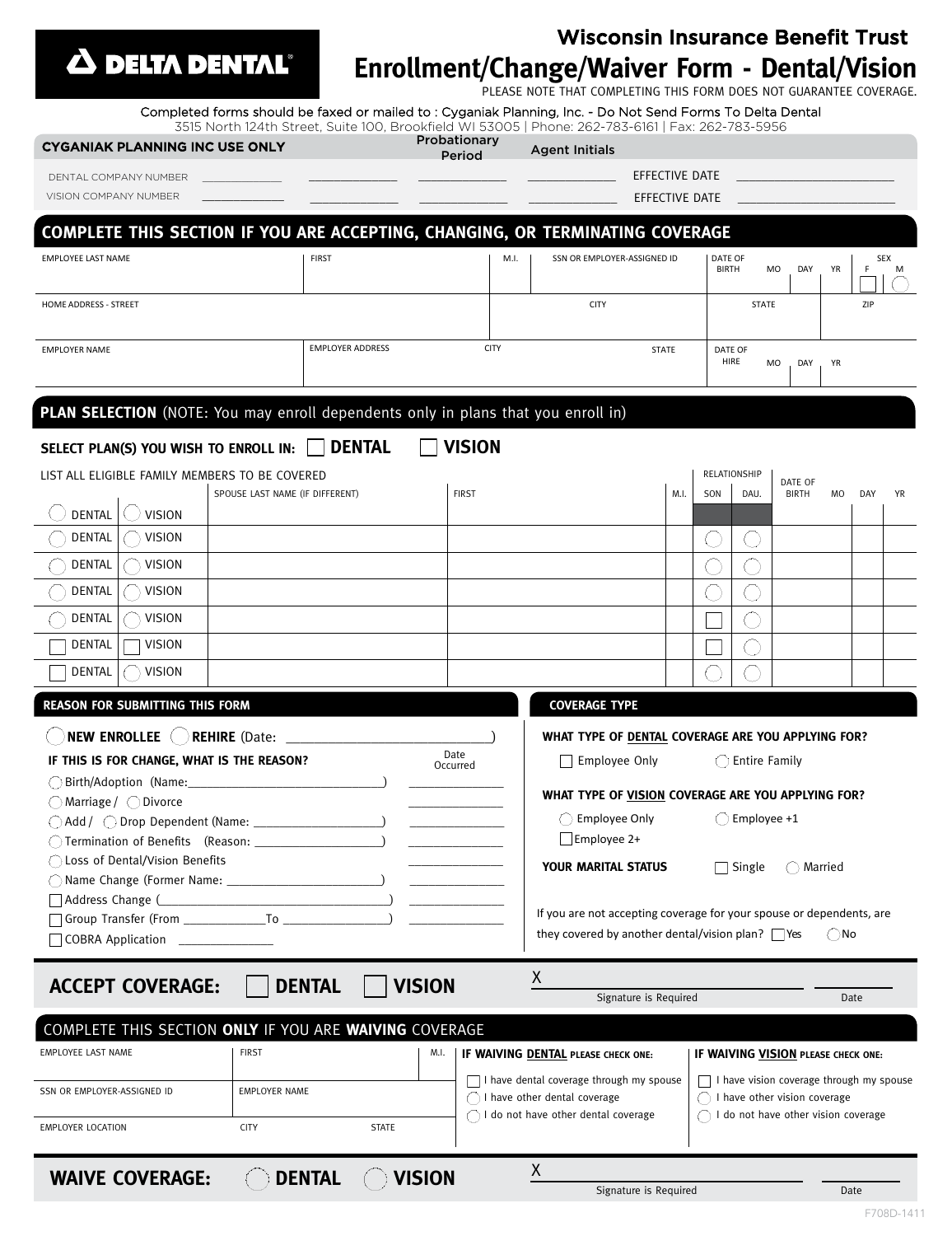DELTA DENTAL

# Wisconsin Insurance Benefit Trust

# Enrollment/Change/Waiver Form - Dental/Vision

PLEASE NOTE THAT COMPLETING THIS FORM DOES NOT GUARANTEE COVERAGE.

Completed forms should be faxed or mailed to : Cyganiak Planning, Inc. - Do Not Send Forms To Delta Dental
3515 North 124th Street, Suite 100, Brookfield WI 53005 | Phone: 262-783-6161 | Fax: 262-783-5956

| CYGANIAK PLANNING INC USE ONLY | | Probationary Period | Agent Initials | |
|---|---|---|---|---|
| DENTAL COMPANY NUMBER ______ | ______ | ______ | ______ | EFFECTIVE DATE ______ |
| VISION COMPANY NUMBER ______ | ______ | ______ | ______ | EFFECTIVE DATE ______ |

## COMPLETE THIS SECTION IF YOU ARE ACCEPTING, CHANGING, OR TERMINATING COVERAGE

| EMPLOYEE LAST NAME | FIRST | M.I. | SSN OR EMPLOYER-ASSIGNED ID | DATE OF BIRTH MO DAY YR | SEX F M |
|---|---|---|---|---|---|
| | | | | | |

| HOME ADDRESS - STREET | CITY | STATE | ZIP |
|---|---|---|---|
| | | | |

| EMPLOYER NAME | EMPLOYER ADDRESS | CITY | STATE | DATE OF HIRE MO DAY YR |
|---|---|---|---|---|
| | | | | |

## PLAN SELECTION (NOTE: You may enroll dependents only in plans that you enroll in)

**SELECT PLAN(S) YOU WISH TO ENROLL IN:** ☐ **DENTAL** ☐ **VISION**

LIST ALL ELIGIBLE FAMILY MEMBERS TO BE COVERED

| | | SPOUSE LAST NAME (IF DIFFERENT) | FIRST | M.I. | RELATIONSHIP SON | RELATIONSHIP DAU. | DATE OF BIRTH MO | DAY | YR |
|---|---|---|---|---|---|---|---|---|---|
| ◯ DENTAL | ◯ VISION | | | | | | | | |
| ◯ DENTAL | ◯ VISION | | | | ◯ | ◯ | | | |
| ◯ DENTAL | ◯ VISION | | | | ◯ | ◯ | | | |
| ◯ DENTAL | ◯ VISION | | | | ◯ | ◯ | | | |
| ◯ DENTAL | ◯ VISION | | | | ☐ | ◯ | | | |
| ☐ DENTAL | ☐ VISION | | | | ☐ | ◯ | | | |
| ☐ DENTAL | ◯ VISION | | | | ◯ | ◯ | | | |

## REASON FOR SUBMITTING THIS FORM

◯ **NEW ENROLLEE** ◯ **REHIRE** (Date: ______)

**IF THIS IS FOR CHANGE, WHAT IS THE REASON?** — Date Occurred

- ◯ Birth/Adoption (Name:______) ______
- ◯ Marriage / ◯ Divorce ______
- ◯ Add / ◯ Drop Dependent (Name: ______) ______
- ◯ Termination of Benefits (Reason: ______) ______
- ◯ Loss of Dental/Vision Benefits ______
- ◯ Name Change (Former Name: ______) ______
- ☐ Address Change (______) ______
- ☐ Group Transfer (From ______ To ______) ______
- ☐ COBRA Application ______

## COVERAGE TYPE

**WHAT TYPE OF DENTAL COVERAGE ARE YOU APPLYING FOR?**

☐ Employee Only ◯ Entire Family

**WHAT TYPE OF VISION COVERAGE ARE YOU APPLYING FOR?**

◯ Employee Only ◯ Employee +1
☐ Employee 2+

**YOUR MARITAL STATUS** ☐ Single ◯ Married

If you are not accepting coverage for your spouse or dependents, are they covered by another dental/vision plan? ☐ Yes ◯ No

**ACCEPT COVERAGE:** ☐ **DENTAL** ☐ **VISION**

X ______ Signature is Required ______ Date

## COMPLETE THIS SECTION ONLY IF YOU ARE WAIVING COVERAGE

| EMPLOYEE LAST NAME | FIRST | M.I. |
|---|---|---|
| | | |
| SSN OR EMPLOYER-ASSIGNED ID | EMPLOYER NAME | |
| | | |
| EMPLOYER LOCATION | CITY | STATE |
| | | |

**IF WAIVING DENTAL PLEASE CHECK ONE:**

- ☐ I have dental coverage through my spouse
- ◯ I have other dental coverage
- ◯ I do not have other dental coverage

**IF WAIVING VISION PLEASE CHECK ONE:**

- ☐ I have vision coverage through my spouse
- ◯ I have other vision coverage
- ◯ I do not have other vision coverage

**WAIVE COVERAGE:** ◯ **DENTAL** ◯ **VISION**

X ______ Signature is Required ______ Date

F708D-1411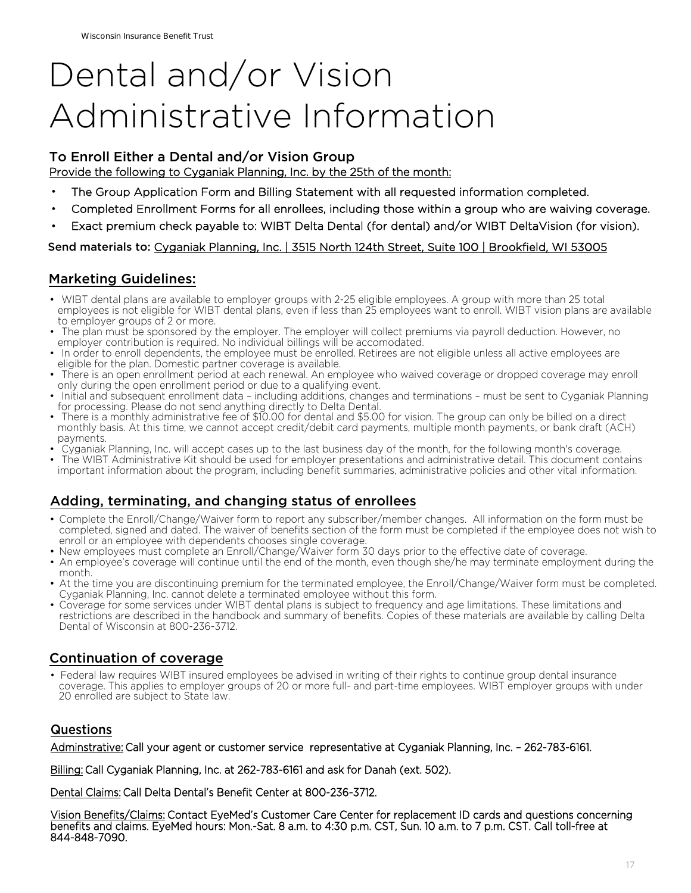# Dental and/or Vision Administrative Information

## To Enroll Either a Dental and/or Vision Group

Provide the following to Cyganiak Planning, Inc. by the 25th of the month:

- The Group Application Form and Billing Statement with all requested information completed.
- Completed Enrollment Forms for all enrollees, including those within a group who are waiving coverage.
- Exact premium check payable to: WIBT Delta Dental (for dental) and/or WIBT DeltaVision (for vision).

**Send materials to:** Cyganiak Planning, Inc. | 3515 North 124th Street, Suite 100 | Brookfield, WI 53005

## Marketing Guidelines:

- WIBT dental plans are available to employer groups with 2-25 eligible employees. A group with more than 25 total employees is not eligible for WIBT dental plans, even if less than 25 employees want to enroll. WIBT vision plans are available to employer groups of 2 or more.
- The plan must be sponsored by the employer. The employer will collect premiums via payroll deduction. However, no employer contribution is required. No individual billings will be accomodated.
- In order to enroll dependents, the employee must be enrolled. Retirees are not eligible unless all active employees are eligible for the plan. Domestic partner coverage is available.
- There is an open enrollment period at each renewal. An employee who waived coverage or dropped coverage may enroll only during the open enrollment period or due to a qualifying event.
- Initial and subsequent enrollment data – including additions, changes and terminations – must be sent to Cyganiak Planning for processing. Please do not send anything directly to Delta Dental.
- There is a monthly administrative fee of $10.00 for dental and $5.00 for vision. The group can only be billed on a direct monthly basis. At this time, we cannot accept credit/debit card payments, multiple month payments, or bank draft (ACH) payments.
- Cyganiak Planning, Inc. will accept cases up to the last business day of the month, for the following month's coverage.
- The WIBT Administrative Kit should be used for employer presentations and administrative detail. This document contains important information about the program, including benefit summaries, administrative policies and other vital information.

## Adding, terminating, and changing status of enrollees

- Complete the Enroll/Change/Waiver form to report any subscriber/member changes. All information on the form must be completed, signed and dated. The waiver of benefits section of the form must be completed if the employee does not wish to enroll or an employee with dependents chooses single coverage.
- New employees must complete an Enroll/Change/Waiver form 30 days prior to the effective date of coverage.
- An employee's coverage will continue until the end of the month, even though she/he may terminate employment during the month.
- At the time you are discontinuing premium for the terminated employee, the Enroll/Change/Waiver form must be completed. Cyganiak Planning, Inc. cannot delete a terminated employee without this form.
- Coverage for some services under WIBT dental plans is subject to frequency and age limitations. These limitations and restrictions are described in the handbook and summary of benefits. Copies of these materials are available by calling Delta Dental of Wisconsin at 800-236-3712.

## Continuation of coverage

- Federal law requires WIBT insured employees be advised in writing of their rights to continue group dental insurance coverage. This applies to employer groups of 20 or more full- and part-time employees. WIBT employer groups with under 20 enrolled are subject to State law.

## Questions

Adminstrative: Call your agent or customer service representative at Cyganiak Planning, Inc. – 262-783-6161.

Billing: Call Cyganiak Planning, Inc. at 262-783-6161 and ask for Danah (ext. 502).

Dental Claims: Call Delta Dental's Benefit Center at 800-236-3712.

Vision Benefits/Claims: Contact EyeMed's Customer Care Center for replacement ID cards and questions concerning benefits and claims. EyeMed hours: Mon.-Sat. 8 a.m. to 4:30 p.m. CST, Sun. 10 a.m. to 7 p.m. CST. Call toll-free at 844-848-7090.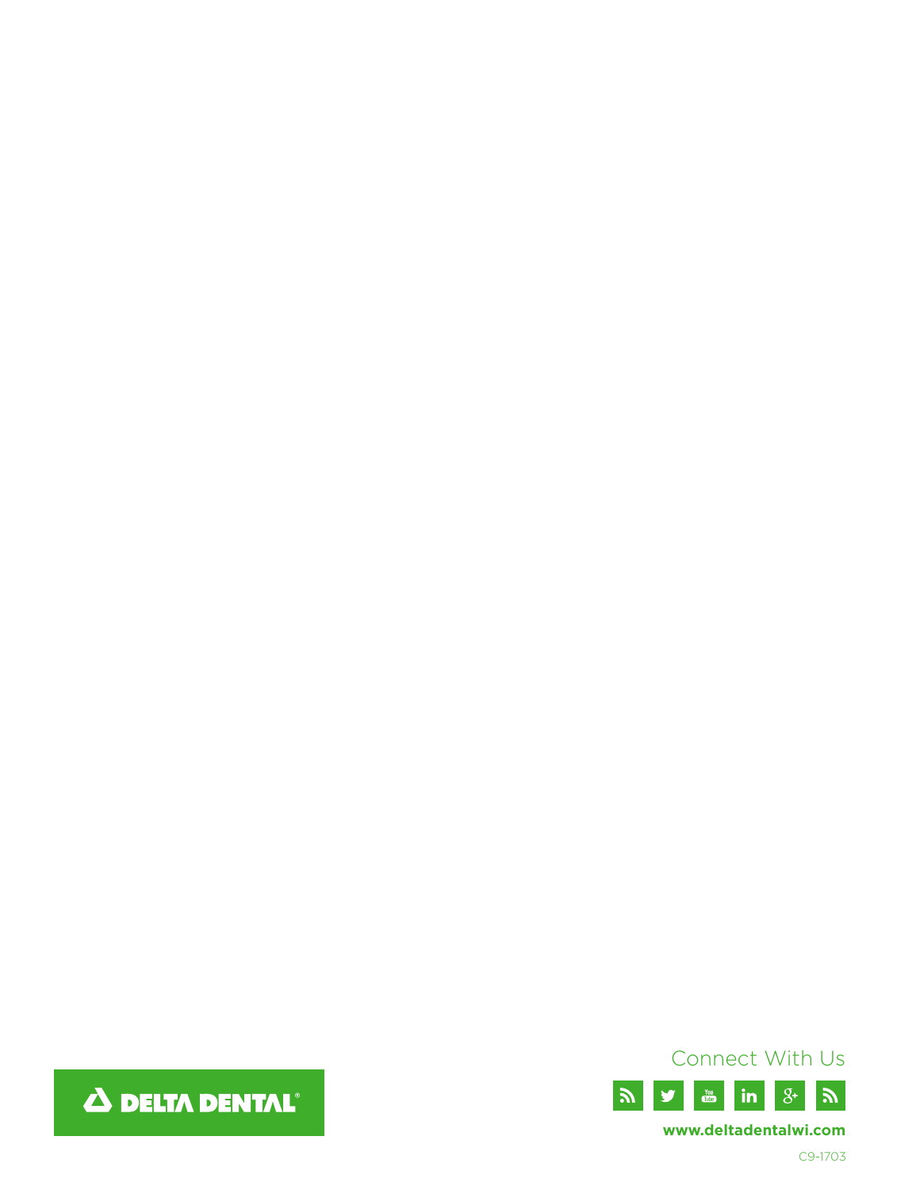DELTA DENTAL®

Connect With Us

**www.deltadentalwi.com**

C9-1703